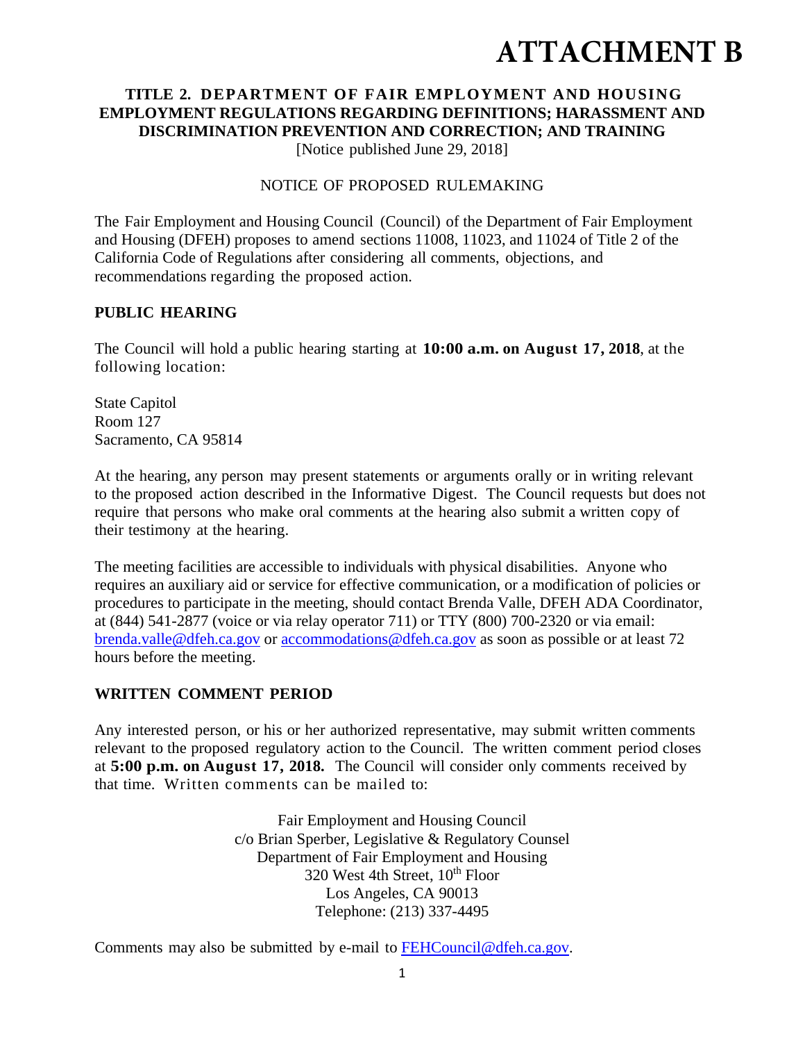# ATTACHMENT B

## TITLE 2. DEPARTMENT OF FAIR EMPLOYMENT AND HOUSING
## EMPLOYMENT REGULATIONS REGARDING DEFINITIONS; HARASSMENT AND DISCRIMINATION PREVENTION AND CORRECTION; AND TRAINING

[Notice published June 29, 2018]

NOTICE OF PROPOSED RULEMAKING

The Fair Employment and Housing Council (Council) of the Department of Fair Employment and Housing (DFEH) proposes to amend sections 11008, 11023, and 11024 of Title 2 of the California Code of Regulations after considering all comments, objections, and recommendations regarding the proposed action.

**PUBLIC HEARING**

The Council will hold a public hearing starting at **10:00 a.m. on August 17, 2018**, at the following location:

State Capitol
Room 127
Sacramento, CA 95814

At the hearing, any person may present statements or arguments orally or in writing relevant to the proposed action described in the Informative Digest. The Council requests but does not require that persons who make oral comments at the hearing also submit a written copy of their testimony at the hearing.

The meeting facilities are accessible to individuals with physical disabilities. Anyone who requires an auxiliary aid or service for effective communication, or a modification of policies or procedures to participate in the meeting, should contact Brenda Valle, DFEH ADA Coordinator, at (844) 541-2877 (voice or via relay operator 711) or TTY (800) 700-2320 or via email: brenda.valle@dfeh.ca.gov or accommodations@dfeh.ca.gov as soon as possible or at least 72 hours before the meeting.

**WRITTEN COMMENT PERIOD**

Any interested person, or his or her authorized representative, may submit written comments relevant to the proposed regulatory action to the Council. The written comment period closes at **5:00 p.m. on August 17, 2018.** The Council will consider only comments received by that time. Written comments can be mailed to:

Fair Employment and Housing Council
c/o Brian Sperber, Legislative & Regulatory Counsel
Department of Fair Employment and Housing
320 West 4th Street, 10th Floor
Los Angeles, CA 90013
Telephone: (213) 337-4495

Comments may also be submitted by e-mail to FEHCouncil@dfeh.ca.gov.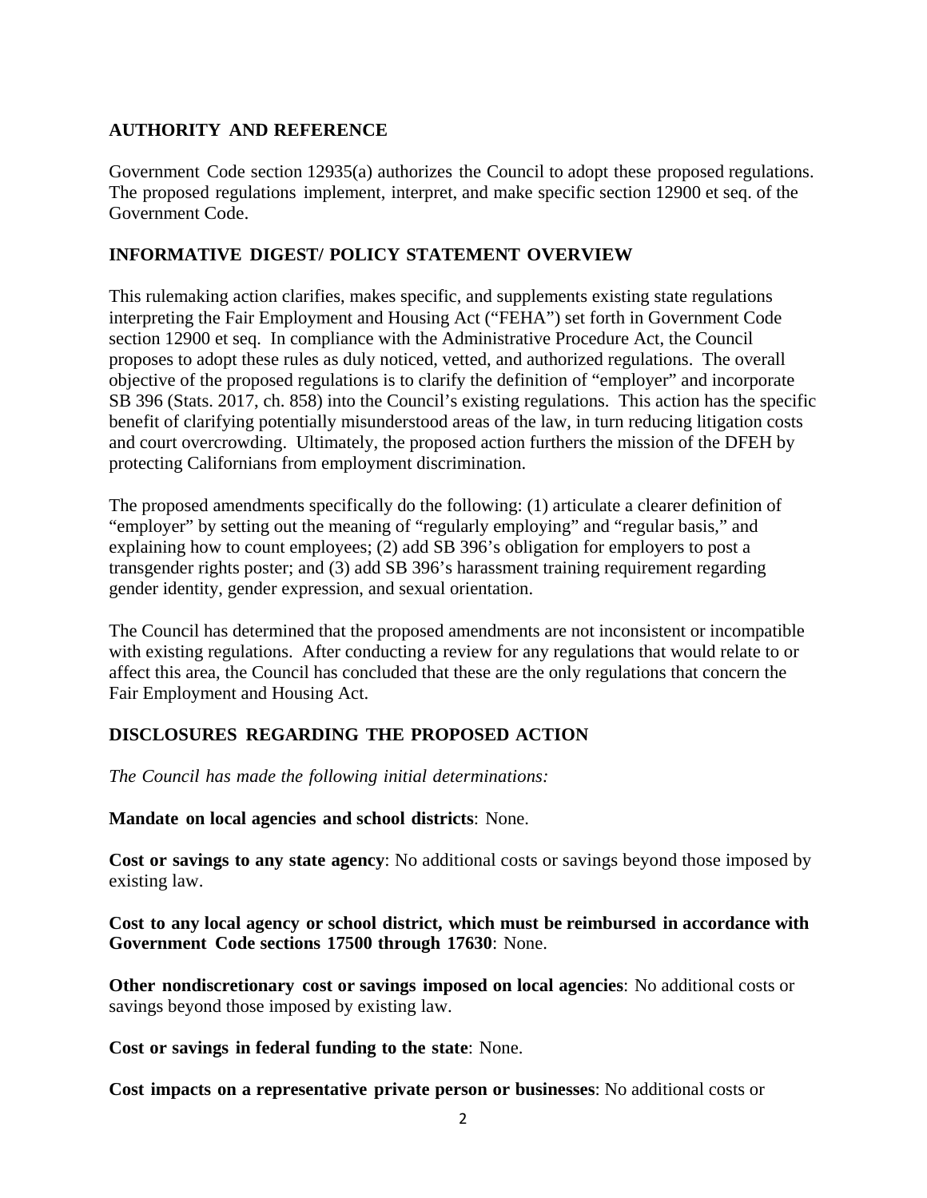## AUTHORITY AND REFERENCE

Government Code section 12935(a) authorizes the Council to adopt these proposed regulations. The proposed regulations implement, interpret, and make specific section 12900 et seq. of the Government Code.

## INFORMATIVE DIGEST/ POLICY STATEMENT OVERVIEW

This rulemaking action clarifies, makes specific, and supplements existing state regulations interpreting the Fair Employment and Housing Act ("FEHA") set forth in Government Code section 12900 et seq. In compliance with the Administrative Procedure Act, the Council proposes to adopt these rules as duly noticed, vetted, and authorized regulations. The overall objective of the proposed regulations is to clarify the definition of "employer" and incorporate SB 396 (Stats. 2017, ch. 858) into the Council's existing regulations. This action has the specific benefit of clarifying potentially misunderstood areas of the law, in turn reducing litigation costs and court overcrowding. Ultimately, the proposed action furthers the mission of the DFEH by protecting Californians from employment discrimination.

The proposed amendments specifically do the following: (1) articulate a clearer definition of "employer" by setting out the meaning of "regularly employing" and "regular basis," and explaining how to count employees; (2) add SB 396's obligation for employers to post a transgender rights poster; and (3) add SB 396's harassment training requirement regarding gender identity, gender expression, and sexual orientation.

The Council has determined that the proposed amendments are not inconsistent or incompatible with existing regulations. After conducting a review for any regulations that would relate to or affect this area, the Council has concluded that these are the only regulations that concern the Fair Employment and Housing Act.

## DISCLOSURES REGARDING THE PROPOSED ACTION

*The Council has made the following initial determinations:*

**Mandate on local agencies and school districts**: None.

**Cost or savings to any state agency**: No additional costs or savings beyond those imposed by existing law.

**Cost to any local agency or school district, which must be reimbursed in accordance with Government Code sections 17500 through 17630**: None.

**Other nondiscretionary cost or savings imposed on local agencies**: No additional costs or savings beyond those imposed by existing law.

**Cost or savings in federal funding to the state**: None.

**Cost impacts on a representative private person or businesses**: No additional costs or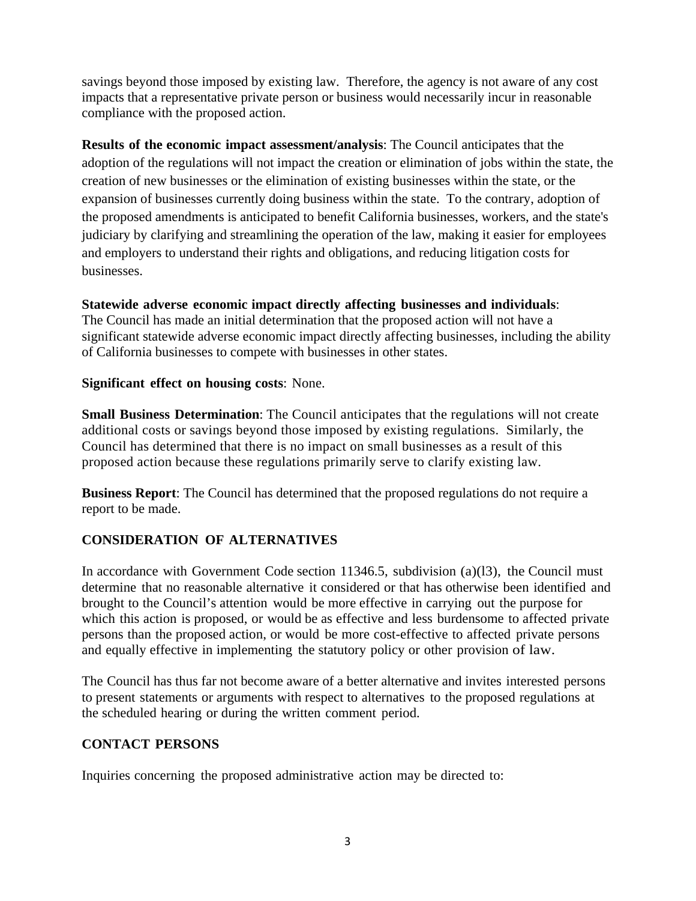savings beyond those imposed by existing law. Therefore, the agency is not aware of any cost impacts that a representative private person or business would necessarily incur in reasonable compliance with the proposed action.

**Results of the economic impact assessment/analysis**: The Council anticipates that the adoption of the regulations will not impact the creation or elimination of jobs within the state, the creation of new businesses or the elimination of existing businesses within the state, or the expansion of businesses currently doing business within the state. To the contrary, adoption of the proposed amendments is anticipated to benefit California businesses, workers, and the state's judiciary by clarifying and streamlining the operation of the law, making it easier for employees and employers to understand their rights and obligations, and reducing litigation costs for businesses.

**Statewide adverse economic impact directly affecting businesses and individuals**: The Council has made an initial determination that the proposed action will not have a significant statewide adverse economic impact directly affecting businesses, including the ability of California businesses to compete with businesses in other states.

**Significant effect on housing costs**: None.

**Small Business Determination**: The Council anticipates that the regulations will not create additional costs or savings beyond those imposed by existing regulations. Similarly, the Council has determined that there is no impact on small businesses as a result of this proposed action because these regulations primarily serve to clarify existing law.

**Business Report**: The Council has determined that the proposed regulations do not require a report to be made.

## CONSIDERATION OF ALTERNATIVES

In accordance with Government Code section 11346.5, subdivision (a)(l3), the Council must determine that no reasonable alternative it considered or that has otherwise been identified and brought to the Council's attention would be more effective in carrying out the purpose for which this action is proposed, or would be as effective and less burdensome to affected private persons than the proposed action, or would be more cost-effective to affected private persons and equally effective in implementing the statutory policy or other provision of law.

The Council has thus far not become aware of a better alternative and invites interested persons to present statements or arguments with respect to alternatives to the proposed regulations at the scheduled hearing or during the written comment period.

## CONTACT PERSONS

Inquiries concerning the proposed administrative action may be directed to: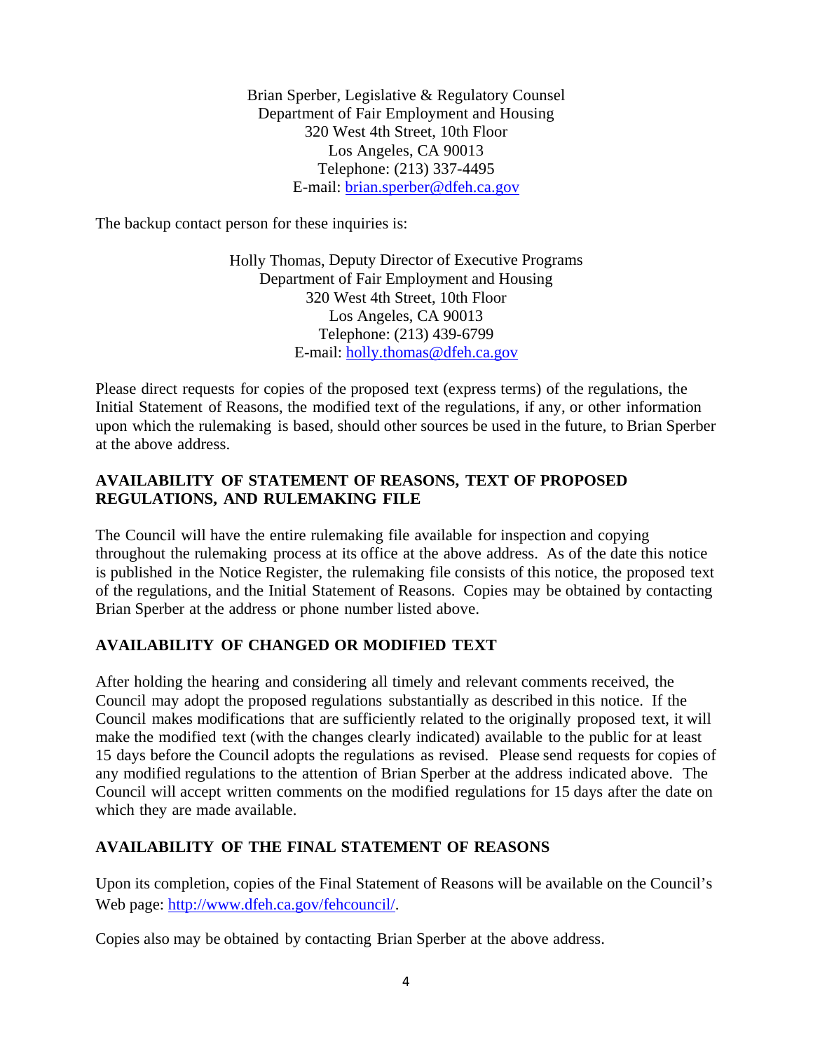Brian Sperber, Legislative & Regulatory Counsel
Department of Fair Employment and Housing
320 West 4th Street, 10th Floor
Los Angeles, CA 90013
Telephone: (213) 337-4495
E-mail: brian.sperber@dfeh.ca.gov

The backup contact person for these inquiries is:

Holly Thomas, Deputy Director of Executive Programs
Department of Fair Employment and Housing
320 West 4th Street, 10th Floor
Los Angeles, CA 90013
Telephone: (213) 439-6799
E-mail: holly.thomas@dfeh.ca.gov

Please direct requests for copies of the proposed text (express terms) of the regulations, the Initial Statement of Reasons, the modified text of the regulations, if any, or other information upon which the rulemaking is based, should other sources be used in the future, to Brian Sperber at the above address.

**AVAILABILITY OF STATEMENT OF REASONS, TEXT OF PROPOSED REGULATIONS, AND RULEMAKING FILE**

The Council will have the entire rulemaking file available for inspection and copying throughout the rulemaking process at its office at the above address. As of the date this notice is published in the Notice Register, the rulemaking file consists of this notice, the proposed text of the regulations, and the Initial Statement of Reasons. Copies may be obtained by contacting Brian Sperber at the address or phone number listed above.

**AVAILABILITY OF CHANGED OR MODIFIED TEXT**

After holding the hearing and considering all timely and relevant comments received, the Council may adopt the proposed regulations substantially as described in this notice. If the Council makes modifications that are sufficiently related to the originally proposed text, it will make the modified text (with the changes clearly indicated) available to the public for at least 15 days before the Council adopts the regulations as revised. Please send requests for copies of any modified regulations to the attention of Brian Sperber at the address indicated above. The Council will accept written comments on the modified regulations for 15 days after the date on which they are made available.

**AVAILABILITY OF THE FINAL STATEMENT OF REASONS**

Upon its completion, copies of the Final Statement of Reasons will be available on the Council's Web page: http://www.dfeh.ca.gov/fehcouncil/.

Copies also may be obtained by contacting Brian Sperber at the above address.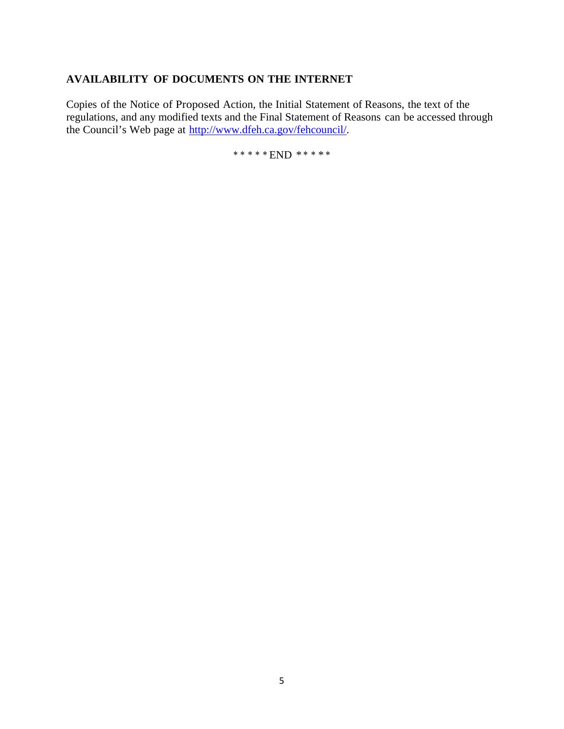## AVAILABILITY OF DOCUMENTS ON THE INTERNET

Copies of the Notice of Proposed Action, the Initial Statement of Reasons, the text of the regulations, and any modified texts and the Final Statement of Reasons can be accessed through the Council's Web page at [http://www.dfeh.ca.gov/fehcouncil/](http://www.dfeh.ca.gov/fehcouncil/).

* * * * * END * * * * *